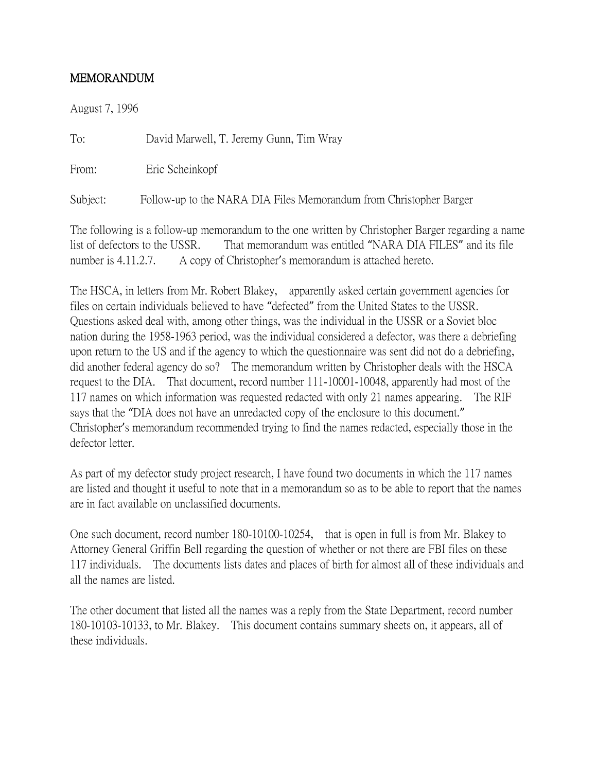# MEMORANDUM

August 7, 1996

To: David Marwell, T. Jeremy Gunn, Tim Wray

From: Eric Scheinkopf

Subject: Follow-up to the NARA DIA Files Memorandum from Christopher Barger

The following is a follow-up memorandum to the one written by Christopher Barger regarding a name list of defectors to the USSR. That memorandum was entitled "NARA DIA FILES" and its file number is 4.11.2.7. A copy of Christopher's memorandum is attached hereto.

The HSCA, in letters from Mr. Robert Blakey, apparently asked certain government agencies for files on certain individuals believed to have "defected" from the United States to the USSR. Questions asked deal with, among other things, was the individual in the USSR or a Soviet bloc nation during the 1958-1963 period, was the individual considered a defector, was there a debriefing upon return to the US and if the agency to which the questionnaire was sent did not do a debriefing, did another federal agency do so? The memorandum written by Christopher deals with the HSCA request to the DIA. That document, record number 111-10001-10048, apparently had most of the 117 names on which information was requested redacted with only 21 names appearing. The RIF says that the "DIA does not have an unredacted copy of the enclosure to this document." Christopher's memorandum recommended trying to find the names redacted, especially those in the defector letter.

As part of my defector study project research, I have found two documents in which the 117 names are listed and thought it useful to note that in a memorandum so as to be able to report that the names are in fact available on unclassified documents.

One such document, record number 180-10100-10254, that is open in full is from Mr. Blakey to Attorney General Griffin Bell regarding the question of whether or not there are FBI files on these 117 individuals. The documents lists dates and places of birth for almost all of these individuals and all the names are listed.

The other document that listed all the names was a reply from the State Department, record number 180-10103-10133, to Mr. Blakey. This document contains summary sheets on, it appears, all of these individuals.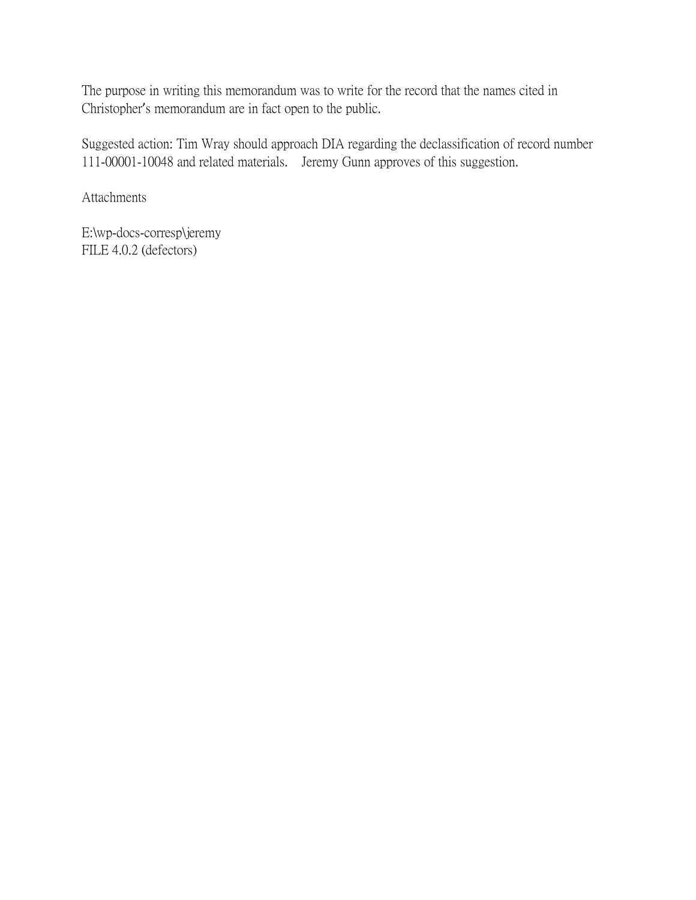The purpose in writing this memorandum was to write for the record that the names cited in Christopher's memorandum are in fact open to the public.

Suggested action: Tim Wray should approach DIA regarding the declassification of record number 111-00001-10048 and related materials. Jeremy Gunn approves of this suggestion.

Attachments

E:\wp-docs-corresp\jeremy
FILE 4.0.2 (defectors)